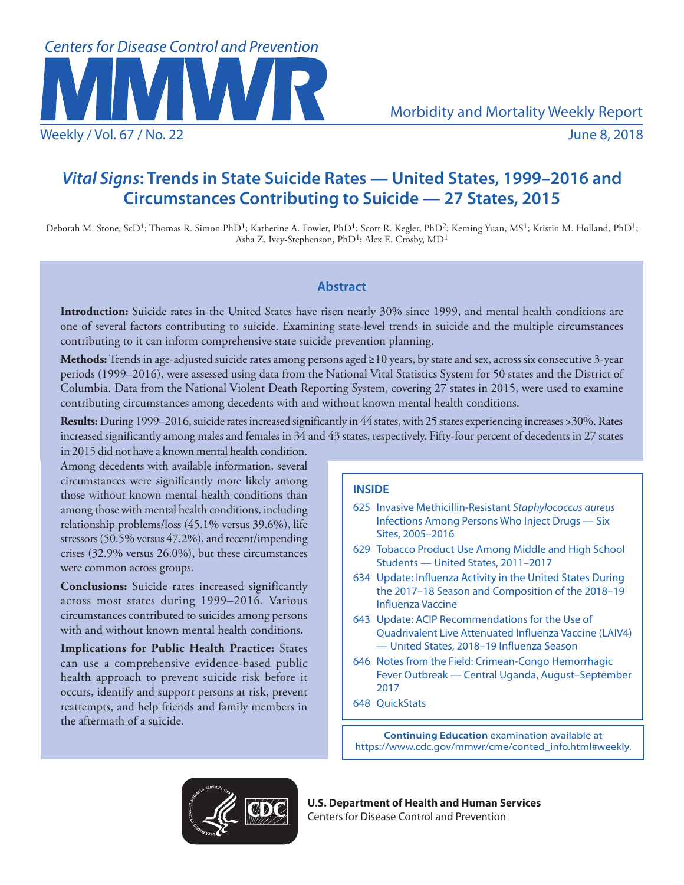Centers for Disease Control and Prevention

# MMWR

Morbidity and Mortality Weekly Report

Weekly / Vol. 67 / No. 22 June 8, 2018

# *Vital Signs*: Trends in State Suicide Rates — United States, 1999–2016 and Circumstances Contributing to Suicide — 27 States, 2015

Deborah M. Stone, ScD[1]; Thomas R. Simon PhD[1]; Katherine A. Fowler, PhD[1]; Scott R. Kegler, PhD[2]; Keming Yuan, MS[1]; Kristin M. Holland, PhD[1]; Asha Z. Ivey-Stephenson, PhD[1]; Alex E. Crosby, MD[1]

## Abstract

**Introduction:** Suicide rates in the United States have risen nearly 30% since 1999, and mental health conditions are one of several factors contributing to suicide. Examining state-level trends in suicide and the multiple circumstances contributing to it can inform comprehensive state suicide prevention planning.

**Methods:** Trends in age-adjusted suicide rates among persons aged ≥10 years, by state and sex, across six consecutive 3-year periods (1999–2016), were assessed using data from the National Vital Statistics System for 50 states and the District of Columbia. Data from the National Violent Death Reporting System, covering 27 states in 2015, were used to examine contributing circumstances among decedents with and without known mental health conditions.

**Results:** During 1999–2016, suicide rates increased significantly in 44 states, with 25 states experiencing increases >30%. Rates increased significantly among males and females in 34 and 43 states, respectively. Fifty-four percent of decedents in 27 states in 2015 did not have a known mental health condition. Among decedents with available information, several circumstances were significantly more likely among those without known mental health conditions than among those with mental health conditions, including relationship problems/loss (45.1% versus 39.6%), life stressors (50.5% versus 47.2%), and recent/impending crises (32.9% versus 26.0%), but these circumstances were common across groups.

**Conclusions:** Suicide rates increased significantly across most states during 1999–2016. Various circumstances contributed to suicides among persons with and without known mental health conditions.

**Implications for Public Health Practice:** States can use a comprehensive evidence-based public health approach to prevent suicide risk before it occurs, identify and support persons at risk, prevent reattempts, and help friends and family members in the aftermath of a suicide.

### INSIDE

- 625 Invasive Methicillin-Resistant *Staphylococcus aureus* Infections Among Persons Who Inject Drugs — Six Sites, 2005–2016
- 629 Tobacco Product Use Among Middle and High School Students — United States, 2011–2017
- 634 Update: Influenza Activity in the United States During the 2017–18 Season and Composition of the 2018–19 Influenza Vaccine
- 643 Update: ACIP Recommendations for the Use of Quadrivalent Live Attenuated Influenza Vaccine (LAIV4) — United States, 2018–19 Influenza Season
- 646 Notes from the Field: Crimean-Congo Hemorrhagic Fever Outbreak — Central Uganda, August–September 2017
- 648 QuickStats

**Continuing Education** examination available at https://www.cdc.gov/mmwr/cme/conted_info.html#weekly.

**U.S. Department of Health and Human Services**
Centers for Disease Control and Prevention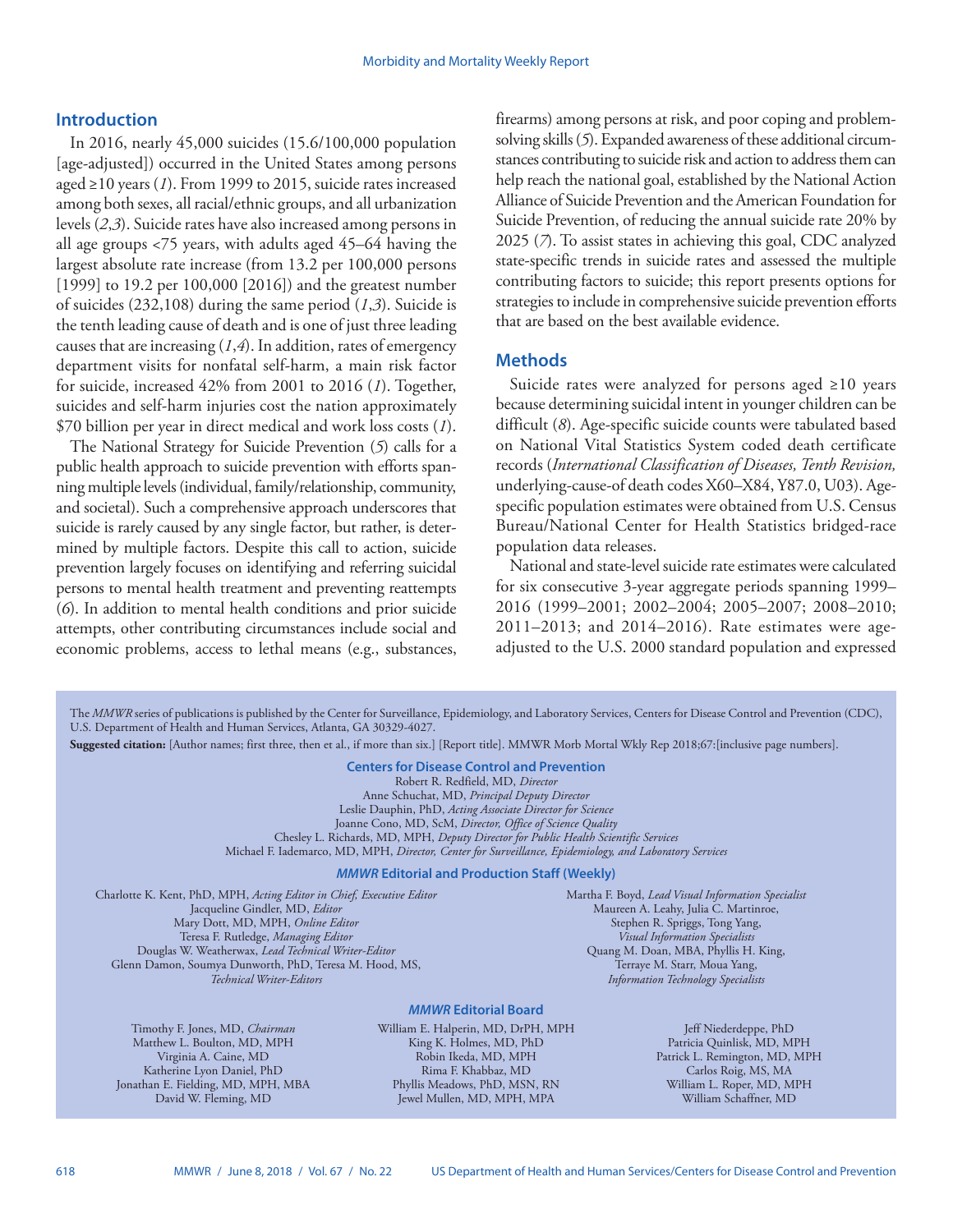## Introduction

In 2016, nearly 45,000 suicides (15.6/100,000 population [age-adjusted]) occurred in the United States among persons aged ≥10 years (*1*). From 1999 to 2015, suicide rates increased among both sexes, all racial/ethnic groups, and all urbanization levels (*2*,*3*). Suicide rates have also increased among persons in all age groups <75 years, with adults aged 45–64 having the largest absolute rate increase (from 13.2 per 100,000 persons [1999] to 19.2 per 100,000 [2016]) and the greatest number of suicides (232,108) during the same period (*1*,*3*). Suicide is the tenth leading cause of death and is one of just three leading causes that are increasing (*1*,*4*). In addition, rates of emergency department visits for nonfatal self-harm, a main risk factor for suicide, increased 42% from 2001 to 2016 (*1*). Together, suicides and self-harm injuries cost the nation approximately $70 billion per year in direct medical and work loss costs (*1*).

The National Strategy for Suicide Prevention (*5*) calls for a public health approach to suicide prevention with efforts spanning multiple levels (individual, family/relationship, community, and societal). Such a comprehensive approach underscores that suicide is rarely caused by any single factor, but rather, is determined by multiple factors. Despite this call to action, suicide prevention largely focuses on identifying and referring suicidal persons to mental health treatment and preventing reattempts (*6*). In addition to mental health conditions and prior suicide attempts, other contributing circumstances include social and economic problems, access to lethal means (e.g., substances, firearms) among persons at risk, and poor coping and problem-solving skills (*5*). Expanded awareness of these additional circumstances contributing to suicide risk and action to address them can help reach the national goal, established by the National Action Alliance of Suicide Prevention and the American Foundation for Suicide Prevention, of reducing the annual suicide rate 20% by 2025 (*7*). To assist states in achieving this goal, CDC analyzed state-specific trends in suicide rates and assessed the multiple contributing factors to suicide; this report presents options for strategies to include in comprehensive suicide prevention efforts that are based on the best available evidence.

## Methods

Suicide rates were analyzed for persons aged ≥10 years because determining suicidal intent in younger children can be difficult (*8*). Age-specific suicide counts were tabulated based on National Vital Statistics System coded death certificate records (*International Classification of Diseases, Tenth Revision,* underlying-cause-of death codes X60–X84, Y87.0, U03). Age-specific population estimates were obtained from U.S. Census Bureau/National Center for Health Statistics bridged-race population data releases.

National and state-level suicide rate estimates were calculated for six consecutive 3-year aggregate periods spanning 1999–2016 (1999–2001; 2002–2004; 2005–2007; 2008–2010; 2011–2013; and 2014–2016). Rate estimates were age-adjusted to the U.S. 2000 standard population and expressed

The *MMWR* series of publications is published by the Center for Surveillance, Epidemiology, and Laboratory Services, Centers for Disease Control and Prevention (CDC), U.S. Department of Health and Human Services, Atlanta, GA 30329-4027.

**Suggested citation:** [Author names; first three, then et al., if more than six.] [Report title]. MMWR Morb Mortal Wkly Rep 2018;67:[inclusive page numbers].

**Centers for Disease Control and Prevention**

Robert R. Redfield, MD, *Director*
Anne Schuchat, MD, *Principal Deputy Director*
Leslie Dauphin, PhD, *Acting Associate Director for Science*
Joanne Cono, MD, ScM, *Director, Office of Science Quality*
Chesley L. Richards, MD, MPH, *Deputy Director for Public Health Scientific Services*
Michael F. Iademarco, MD, MPH, *Director, Center for Surveillance, Epidemiology, and Laboratory Services*

***MMWR* Editorial and Production Staff (Weekly)**

Charlotte K. Kent, PhD, MPH, *Acting Editor in Chief, Executive Editor*
Jacqueline Gindler, MD, *Editor*
Mary Dott, MD, MPH, *Online Editor*
Teresa F. Rutledge, *Managing Editor*
Douglas W. Weatherwax, *Lead Technical Writer-Editor*
Glenn Damon, Soumya Dunworth, PhD, Teresa M. Hood, MS, *Technical Writer-Editors*

Martha F. Boyd, *Lead Visual Information Specialist*
Maureen A. Leahy, Julia C. Martinroe, Stephen R. Spriggs, Tong Yang, *Visual Information Specialists*
Quang M. Doan, MBA, Phyllis H. King, Terraye M. Starr, Moua Yang, *Information Technology Specialists*

***MMWR* Editorial Board**

Timothy F. Jones, MD, *Chairman*
Matthew L. Boulton, MD, MPH
Virginia A. Caine, MD
Katherine Lyon Daniel, PhD
Jonathan E. Fielding, MD, MPH, MBA
David W. Fleming, MD
William E. Halperin, MD, DrPH, MPH
King K. Holmes, MD, PhD
Robin Ikeda, MD, MPH
Rima F. Khabbaz, MD
Phyllis Meadows, PhD, MSN, RN
Jewel Mullen, MD, MPH, MPA
Jeff Niederdeppe, PhD
Patricia Quinlisk, MD, MPH
Patrick L. Remington, MD, MPH
Carlos Roig, MS, MA
William L. Roper, MD, MPH
William Schaffner, MD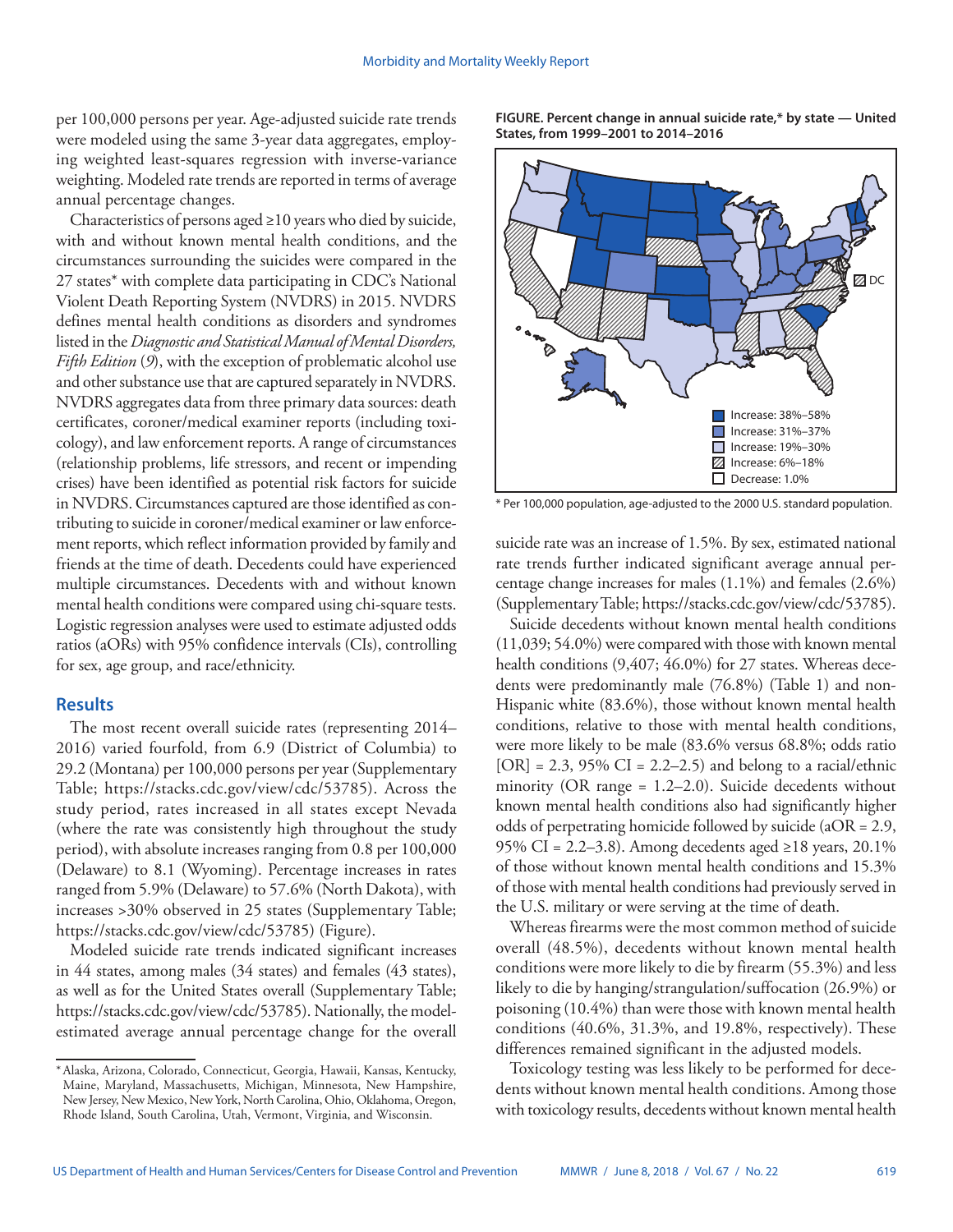per 100,000 persons per year. Age-adjusted suicide rate trends were modeled using the same 3-year data aggregates, employing weighted least-squares regression with inverse-variance weighting. Modeled rate trends are reported in terms of average annual percentage changes.

Characteristics of persons aged ≥10 years who died by suicide, with and without known mental health conditions, and the circumstances surrounding the suicides were compared in the 27 states* with complete data participating in CDC's National Violent Death Reporting System (NVDRS) in 2015. NVDRS defines mental health conditions as disorders and syndromes listed in the *Diagnostic and Statistical Manual of Mental Disorders, Fifth Edition* (9), with the exception of problematic alcohol use and other substance use that are captured separately in NVDRS. NVDRS aggregates data from three primary data sources: death certificates, coroner/medical examiner reports (including toxicology), and law enforcement reports. A range of circumstances (relationship problems, life stressors, and recent or impending crises) have been identified as potential risk factors for suicide in NVDRS. Circumstances captured are those identified as contributing to suicide in coroner/medical examiner or law enforcement reports, which reflect information provided by family and friends at the time of death. Decedents could have experienced multiple circumstances. Decedents with and without known mental health conditions were compared using chi-square tests. Logistic regression analyses were used to estimate adjusted odds ratios (aORs) with 95% confidence intervals (CIs), controlling for sex, age group, and race/ethnicity.

## Results

The most recent overall suicide rates (representing 2014–2016) varied fourfold, from 6.9 (District of Columbia) to 29.2 (Montana) per 100,000 persons per year (Supplementary Table; https://stacks.cdc.gov/view/cdc/53785). Across the study period, rates increased in all states except Nevada (where the rate was consistently high throughout the study period), with absolute increases ranging from 0.8 per 100,000 (Delaware) to 8.1 (Wyoming). Percentage increases in rates ranged from 5.9% (Delaware) to 57.6% (North Dakota), with increases >30% observed in 25 states (Supplementary Table; https://stacks.cdc.gov/view/cdc/53785) (Figure).

Modeled suicide rate trends indicated significant increases in 44 states, among males (34 states) and females (43 states), as well as for the United States overall (Supplementary Table; https://stacks.cdc.gov/view/cdc/53785). Nationally, the model-estimated average annual percentage change for the overall suicide rate was an increase of 1.5%. By sex, estimated national rate trends further indicated significant average annual percentage change increases for males (1.1%) and females (2.6%) (Supplementary Table; https://stacks.cdc.gov/view/cdc/53785).

**FIGURE. Percent change in annual suicide rate,* by state — United States, from 1999–2001 to 2014–2016**

Legend: Increase: 38%–58%; Increase: 31%–37%; Increase: 19%–30%; Increase: 6%–18%; Decrease: 1.0%

\* Per 100,000 population, age-adjusted to the 2000 U.S. standard population.

Suicide decedents without known mental health conditions (11,039; 54.0%) were compared with those with known mental health conditions (9,407; 46.0%) for 27 states. Whereas decedents were predominantly male (76.8%) (Table 1) and non-Hispanic white (83.6%), those without known mental health conditions, relative to those with mental health conditions, were more likely to be male (83.6% versus 68.8%; odds ratio [OR] = 2.3, 95% CI = 2.2–2.5) and belong to a racial/ethnic minority (OR range = 1.2–2.0). Suicide decedents without known mental health conditions also had significantly higher odds of perpetrating homicide followed by suicide (aOR = 2.9, 95% CI = 2.2–3.8). Among decedents aged ≥18 years, 20.1% of those without known mental health conditions and 15.3% of those with mental health conditions had previously served in the U.S. military or were serving at the time of death.

Whereas firearms were the most common method of suicide overall (48.5%), decedents without known mental health conditions were more likely to die by firearm (55.3%) and less likely to die by hanging/strangulation/suffocation (26.9%) or poisoning (10.4%) than were those with known mental health conditions (40.6%, 31.3%, and 19.8%, respectively). These differences remained significant in the adjusted models.

Toxicology testing was less likely to be performed for decedents without known mental health conditions. Among those with toxicology results, decedents without known mental health

\* Alaska, Arizona, Colorado, Connecticut, Georgia, Hawaii, Kansas, Kentucky, Maine, Maryland, Massachusetts, Michigan, Minnesota, New Hampshire, New Jersey, New Mexico, New York, North Carolina, Ohio, Oklahoma, Oregon, Rhode Island, South Carolina, Utah, Vermont, Virginia, and Wisconsin.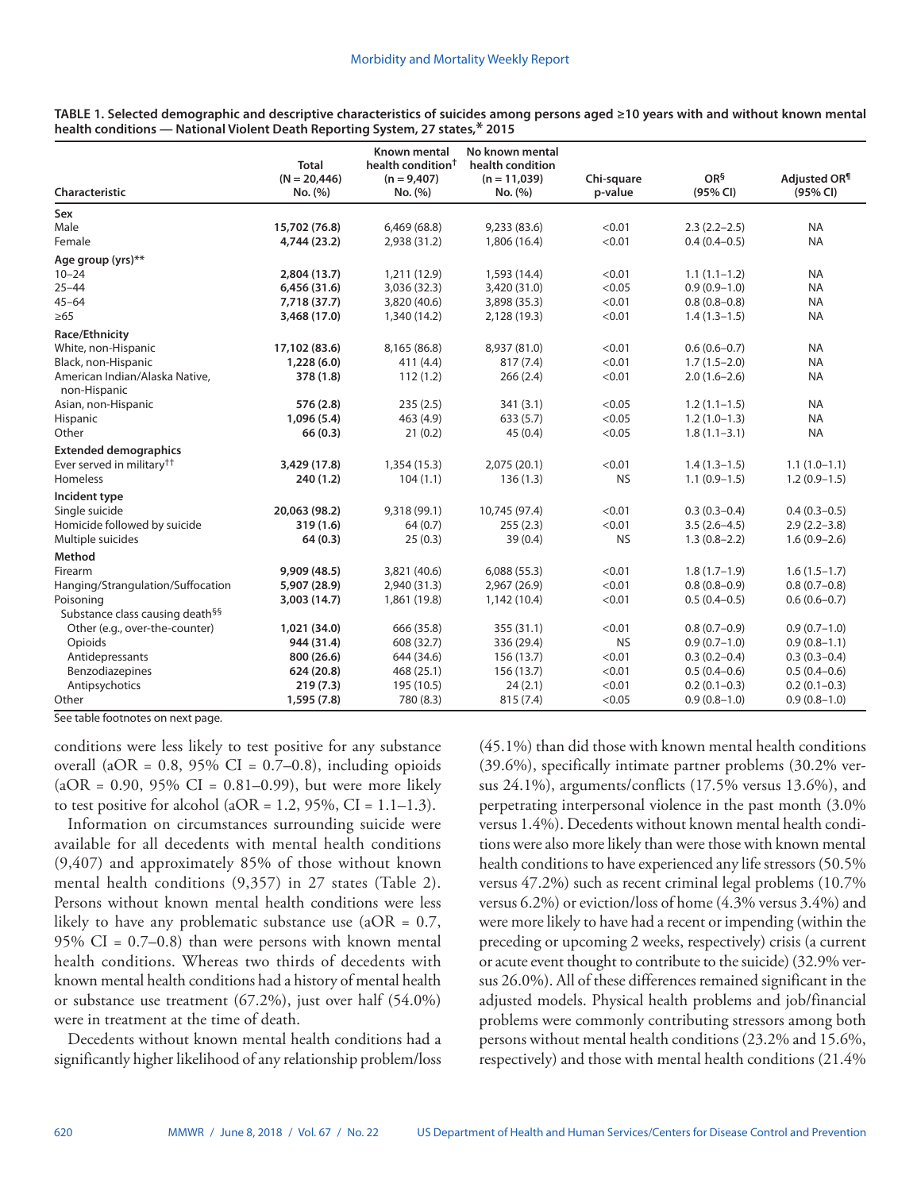**TABLE 1. Selected demographic and descriptive characteristics of suicides among persons aged ≥10 years with and without known mental health conditions — National Violent Death Reporting System, 27 states,* 2015**

| Characteristic | Total (N = 20,446) No. (%) | Known mental health condition† (n = 9,407) No. (%) | No known mental health condition (n = 11,039) No. (%) | Chi-square p-value | OR§ (95% CI) | Adjusted OR¶ (95% CI) |
|---|---|---|---|---|---|---|
| **Sex** | | | | | | |
| Male | **15,702 (76.8)** | 6,469 (68.8) | 9,233 (83.6) | <0.01 | 2.3 (2.2–2.5) | NA |
| Female | **4,744 (23.2)** | 2,938 (31.2) | 1,806 (16.4) | <0.01 | 0.4 (0.4–0.5) | NA |
| **Age group (yrs)**** | | | | | | |
| 10–24 | **2,804 (13.7)** | 1,211 (12.9) | 1,593 (14.4) | <0.01 | 1.1 (1.1–1.2) | NA |
| 25–44 | **6,456 (31.6)** | 3,036 (32.3) | 3,420 (31.0) | <0.05 | 0.9 (0.9–1.0) | NA |
| 45–64 | **7,718 (37.7)** | 3,820 (40.6) | 3,898 (35.3) | <0.01 | 0.8 (0.8–0.8) | NA |
| ≥65 | **3,468 (17.0)** | 1,340 (14.2) | 2,128 (19.3) | <0.01 | 1.4 (1.3–1.5) | NA |
| **Race/Ethnicity** | | | | | | |
| White, non-Hispanic | **17,102 (83.6)** | 8,165 (86.8) | 8,937 (81.0) | <0.01 | 0.6 (0.6–0.7) | NA |
| Black, non-Hispanic | **1,228 (6.0)** | 411 (4.4) | 817 (7.4) | <0.01 | 1.7 (1.5–2.0) | NA |
| American Indian/Alaska Native, non-Hispanic | **378 (1.8)** | 112 (1.2) | 266 (2.4) | <0.01 | 2.0 (1.6–2.6) | NA |
| Asian, non-Hispanic | **576 (2.8)** | 235 (2.5) | 341 (3.1) | <0.05 | 1.2 (1.1–1.5) | NA |
| Hispanic | **1,096 (5.4)** | 463 (4.9) | 633 (5.7) | <0.05 | 1.2 (1.0–1.3) | NA |
| Other | **66 (0.3)** | 21 (0.2) | 45 (0.4) | <0.05 | 1.8 (1.1–3.1) | NA |
| **Extended demographics** | | | | | | |
| Ever served in military†† | **3,429 (17.8)** | 1,354 (15.3) | 2,075 (20.1) | <0.01 | 1.4 (1.3–1.5) | 1.1 (1.0–1.1) |
| Homeless | **240 (1.2)** | 104 (1.1) | 136 (1.3) | NS | 1.1 (0.9–1.5) | 1.2 (0.9–1.5) |
| **Incident type** | | | | | | |
| Single suicide | **20,063 (98.2)** | 9,318 (99.1) | 10,745 (97.4) | <0.01 | 0.3 (0.3–0.4) | 0.4 (0.3–0.5) |
| Homicide followed by suicide | **319 (1.6)** | 64 (0.7) | 255 (2.3) | <0.01 | 3.5 (2.6–4.5) | 2.9 (2.2–3.8) |
| Multiple suicides | **64 (0.3)** | 25 (0.3) | 39 (0.4) | NS | 1.3 (0.8–2.2) | 1.6 (0.9–2.6) |
| **Method** | | | | | | |
| Firearm | **9,909 (48.5)** | 3,821 (40.6) | 6,088 (55.3) | <0.01 | 1.8 (1.7–1.9) | 1.6 (1.5–1.7) |
| Hanging/Strangulation/Suffocation | **5,907 (28.9)** | 2,940 (31.3) | 2,967 (26.9) | <0.01 | 0.8 (0.8–0.9) | 0.8 (0.7–0.8) |
| Poisoning | **3,003 (14.7)** | 1,861 (19.8) | 1,142 (10.4) | <0.01 | 0.5 (0.4–0.5) | 0.6 (0.6–0.7) |
| Substance class causing death§§ | | | | | | |
| Other (e.g., over-the-counter) | **1,021 (34.0)** | 666 (35.8) | 355 (31.1) | <0.01 | 0.8 (0.7–0.9) | 0.9 (0.7–1.0) |
| Opioids | **944 (31.4)** | 608 (32.7) | 336 (29.4) | NS | 0.9 (0.7–1.0) | 0.9 (0.8–1.1) |
| Antidepressants | **800 (26.6)** | 644 (34.6) | 156 (13.7) | <0.01 | 0.3 (0.2–0.4) | 0.3 (0.3–0.4) |
| Benzodiazepines | **624 (20.8)** | 468 (25.1) | 156 (13.7) | <0.01 | 0.5 (0.4–0.6) | 0.5 (0.4–0.6) |
| Antipsychotics | **219 (7.3)** | 195 (10.5) | 24 (2.1) | <0.01 | 0.2 (0.1–0.3) | 0.2 (0.1–0.3) |
| Other | **1,595 (7.8)** | 780 (8.3) | 815 (7.4) | <0.05 | 0.9 (0.8–1.0) | 0.9 (0.8–1.0) |

See table footnotes on next page.

conditions were less likely to test positive for any substance overall (aOR = 0.8, 95% CI = 0.7–0.8), including opioids (aOR = 0.90, 95% CI = 0.81–0.99), but were more likely to test positive for alcohol (aOR = 1.2, 95%, CI = 1.1–1.3).

Information on circumstances surrounding suicide were available for all decedents with mental health conditions (9,407) and approximately 85% of those without known mental health conditions (9,357) in 27 states (Table 2). Persons without known mental health conditions were less likely to have any problematic substance use (aOR = 0.7, 95% CI = 0.7–0.8) than were persons with known mental health conditions. Whereas two thirds of decedents with known mental health conditions had a history of mental health or substance use treatment (67.2%), just over half (54.0%) were in treatment at the time of death.

Decedents without known mental health conditions had a significantly higher likelihood of any relationship problem/loss (45.1%) than did those with known mental health conditions (39.6%), specifically intimate partner problems (30.2% versus 24.1%), arguments/conflicts (17.5% versus 13.6%), and perpetrating interpersonal violence in the past month (3.0% versus 1.4%). Decedents without known mental health conditions were also more likely than were those with known mental health conditions to have experienced any life stressors (50.5% versus 47.2%) such as recent criminal legal problems (10.7% versus 6.2%) or eviction/loss of home (4.3% versus 3.4%) and were more likely to have had a recent or impending (within the preceding or upcoming 2 weeks, respectively) crisis (a current or acute event thought to contribute to the suicide) (32.9% versus 26.0%). All of these differences remained significant in the adjusted models. Physical health problems and job/financial problems were commonly contributing stressors among both persons without mental health conditions (23.2% and 15.6%, respectively) and those with mental health conditions (21.4%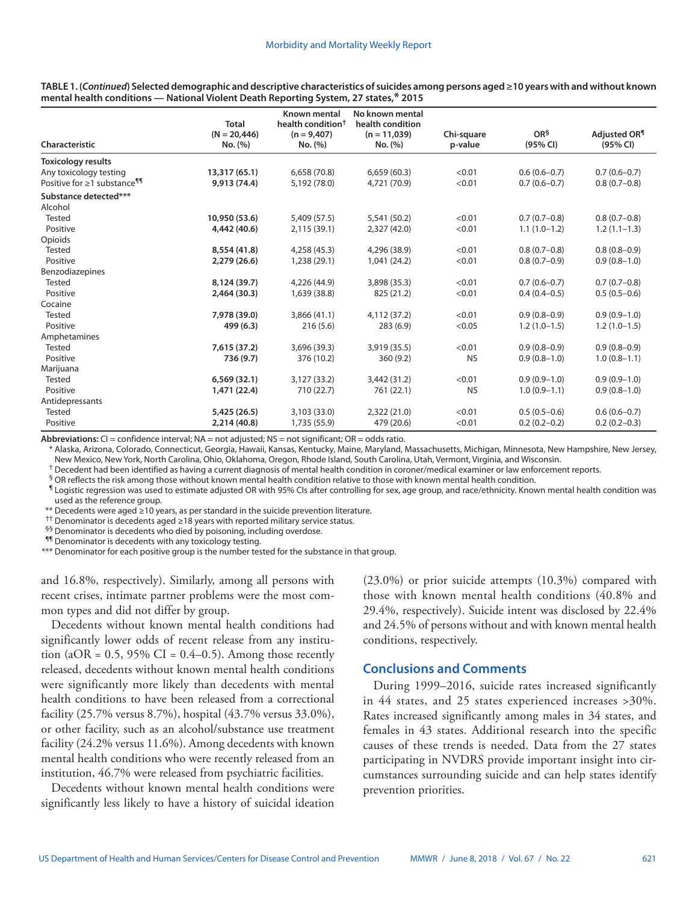**TABLE 1. (*Continued*) Selected demographic and descriptive characteristics of suicides among persons aged ≥10 years with and without known mental health conditions — National Violent Death Reporting System, 27 states,* 2015**

| Characteristic | Total (N = 20,446) No. (%) | Known mental health condition† (n = 9,407) No. (%) | No known mental health condition (n = 11,039) No. (%) | Chi-square p-value | OR§ (95% CI) | Adjusted OR¶ (95% CI) |
|---|---|---|---|---|---|---|
| **Toxicology results** | | | | | | |
| Any toxicology testing | **13,317 (65.1)** | 6,658 (70.8) | 6,659 (60.3) | <0.01 | 0.6 (0.6–0.7) | 0.7 (0.6–0.7) |
| Positive for ≥1 substance¶¶ | **9,913 (74.4)** | 5,192 (78.0) | 4,721 (70.9) | <0.01 | 0.7 (0.6–0.7) | 0.8 (0.7–0.8) |
| **Substance detected*** ** | | | | | | |
| Alcohol | | | | | | |
| Tested | **10,950 (53.6)** | 5,409 (57.5) | 5,541 (50.2) | <0.01 | 0.7 (0.7–0.8) | 0.8 (0.7–0.8) |
| Positive | **4,442 (40.6)** | 2,115 (39.1) | 2,327 (42.0) | <0.01 | 1.1 (1.0–1.2) | 1.2 (1.1–1.3) |
| Opioids | | | | | | |
| Tested | **8,554 (41.8)** | 4,258 (45.3) | 4,296 (38.9) | <0.01 | 0.8 (0.7–0.8) | 0.8 (0.8–0.9) |
| Positive | **2,279 (26.6)** | 1,238 (29.1) | 1,041 (24.2) | <0.01 | 0.8 (0.7–0.9) | 0.9 (0.8–1.0) |
| Benzodiazepines | | | | | | |
| Tested | **8,124 (39.7)** | 4,226 (44.9) | 3,898 (35.3) | <0.01 | 0.7 (0.6–0.7) | 0.7 (0.7–0.8) |
| Positive | **2,464 (30.3)** | 1,639 (38.8) | 825 (21.2) | <0.01 | 0.4 (0.4–0.5) | 0.5 (0.5–0.6) |
| Cocaine | | | | | | |
| Tested | **7,978 (39.0)** | 3,866 (41.1) | 4,112 (37.2) | <0.01 | 0.9 (0.8–0.9) | 0.9 (0.9–1.0) |
| Positive | **499 (6.3)** | 216 (5.6) | 283 (6.9) | <0.05 | 1.2 (1.0–1.5) | 1.2 (1.0–1.5) |
| Amphetamines | | | | | | |
| Tested | **7,615 (37.2)** | 3,696 (39.3) | 3,919 (35.5) | <0.01 | 0.9 (0.8–0.9) | 0.9 (0.8–0.9) |
| Positive | **736 (9.7)** | 376 (10.2) | 360 (9.2) | NS | 0.9 (0.8–1.0) | 1.0 (0.8–1.1) |
| Marijuana | | | | | | |
| Tested | **6,569 (32.1)** | 3,127 (33.2) | 3,442 (31.2) | <0.01 | 0.9 (0.9–1.0) | 0.9 (0.9–1.0) |
| Positive | **1,471 (22.4)** | 710 (22.7) | 761 (22.1) | NS | 1.0 (0.9–1.1) | 0.9 (0.8–1.0) |
| Antidepressants | | | | | | |
| Tested | **5,425 (26.5)** | 3,103 (33.0) | 2,322 (21.0) | <0.01 | 0.5 (0.5–0.6) | 0.6 (0.6–0.7) |
| Positive | **2,214 (40.8)** | 1,735 (55.9) | 479 (20.6) | <0.01 | 0.2 (0.2–0.2) | 0.2 (0.2–0.3) |

**Abbreviations:** CI = confidence interval; NA = not adjusted; NS = not significant; OR = odds ratio.

\* Alaska, Arizona, Colorado, Connecticut, Georgia, Hawaii, Kansas, Kentucky, Maine, Maryland, Massachusetts, Michigan, Minnesota, New Hampshire, New Jersey, New Mexico, New York, North Carolina, Ohio, Oklahoma, Oregon, Rhode Island, South Carolina, Utah, Vermont, Virginia, and Wisconsin.

† Decedent had been identified as having a current diagnosis of mental health condition in coroner/medical examiner or law enforcement reports.

§ OR reflects the risk among those without known mental health condition relative to those with known mental health condition.

¶ Logistic regression was used to estimate adjusted OR with 95% CIs after controlling for sex, age group, and race/ethnicity. Known mental health condition was used as the reference group.

** Decedents were aged ≥10 years, as per standard in the suicide prevention literature.

†† Denominator is decedents aged ≥18 years with reported military service status.

§§ Denominator is decedents who died by poisoning, including overdose.

¶¶ Denominator is decedents with any toxicology testing.

*** Denominator for each positive group is the number tested for the substance in that group.

and 16.8%, respectively). Similarly, among all persons with recent crises, intimate partner problems were the most common types and did not differ by group.

Decedents without known mental health conditions had significantly lower odds of recent release from any institution (aOR = 0.5, 95% CI = 0.4–0.5). Among those recently released, decedents without known mental health conditions were significantly more likely than decedents with mental health conditions to have been released from a correctional facility (25.7% versus 8.7%), hospital (43.7% versus 33.0%), or other facility, such as an alcohol/substance use treatment facility (24.2% versus 11.6%). Among decedents with known mental health conditions who were recently released from an institution, 46.7% were released from psychiatric facilities.

Decedents without known mental health conditions were significantly less likely to have a history of suicidal ideation (23.0%) or prior suicide attempts (10.3%) compared with those with known mental health conditions (40.8% and 29.4%, respectively). Suicide intent was disclosed by 22.4% and 24.5% of persons without and with known mental health conditions, respectively.

## Conclusions and Comments

During 1999–2016, suicide rates increased significantly in 44 states, and 25 states experienced increases >30%. Rates increased significantly among males in 34 states, and females in 43 states. Additional research into the specific causes of these trends is needed. Data from the 27 states participating in NVDRS provide important insight into circumstances surrounding suicide and can help states identify prevention priorities.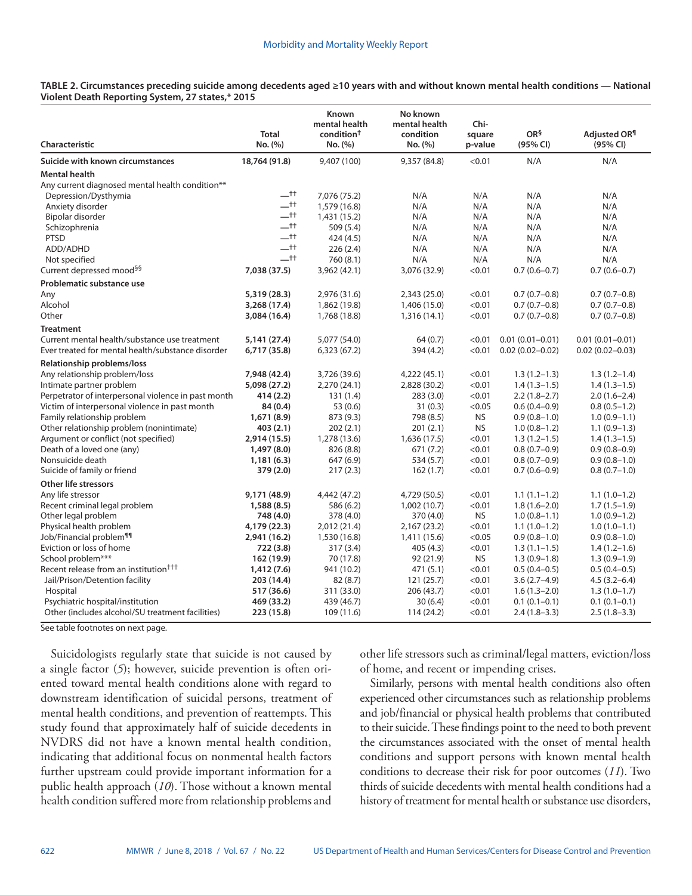**TABLE 2. Circumstances preceding suicide among decedents aged ≥10 years with and without known mental health conditions — National Violent Death Reporting System, 27 states,* 2015**

| Characteristic | Total No. (%) | Known mental health condition† No. (%) | No known mental health condition No. (%) | Chi-square p-value | OR§ (95% CI) | Adjusted OR¶ (95% CI) |
|---|---|---|---|---|---|---|
| **Suicide with known circumstances** | **18,764 (91.8)** | 9,407 (100) | 9,357 (84.8) | <0.01 | N/A | N/A |
| **Mental health** | | | | | | |
| Any current diagnosed mental health condition** | | | | | | |
| Depression/Dysthymia | —†† | 7,076 (75.2) | N/A | N/A | N/A | N/A |
| Anxiety disorder | —†† | 1,579 (16.8) | N/A | N/A | N/A | N/A |
| Bipolar disorder | —†† | 1,431 (15.2) | N/A | N/A | N/A | N/A |
| Schizophrenia | —†† | 509 (5.4) | N/A | N/A | N/A | N/A |
| PTSD | —†† | 424 (4.5) | N/A | N/A | N/A | N/A |
| ADD/ADHD | —†† | 226 (2.4) | N/A | N/A | N/A | N/A |
| Not specified | —†† | 760 (8.1) | N/A | N/A | N/A | N/A |
| Current depressed mood§§ | **7,038 (37.5)** | 3,962 (42.1) | 3,076 (32.9) | <0.01 | 0.7 (0.6–0.7) | 0.7 (0.6–0.7) |
| **Problematic substance use** | | | | | | |
| Any | **5,319 (28.3)** | 2,976 (31.6) | 2,343 (25.0) | <0.01 | 0.7 (0.7–0.8) | 0.7 (0.7–0.8) |
| Alcohol | **3,268 (17.4)** | 1,862 (19.8) | 1,406 (15.0) | <0.01 | 0.7 (0.7–0.8) | 0.7 (0.7–0.8) |
| Other | **3,084 (16.4)** | 1,768 (18.8) | 1,316 (14.1) | <0.01 | 0.7 (0.7–0.8) | 0.7 (0.7–0.8) |
| **Treatment** | | | | | | |
| Current mental health/substance use treatment | **5,141 (27.4)** | 5,077 (54.0) | 64 (0.7) | <0.01 | 0.01 (0.01–0.01) | 0.01 (0.01–0.01) |
| Ever treated for mental health/substance disorder | **6,717 (35.8)** | 6,323 (67.2) | 394 (4.2) | <0.01 | 0.02 (0.02–0.02) | 0.02 (0.02–0.03) |
| **Relationship problems/loss** | | | | | | |
| Any relationship problem/loss | **7,948 (42.4)** | 3,726 (39.6) | 4,222 (45.1) | <0.01 | 1.3 (1.2–1.3) | 1.3 (1.2–1.4) |
| Intimate partner problem | **5,098 (27.2)** | 2,270 (24.1) | 2,828 (30.2) | <0.01 | 1.4 (1.3–1.5) | 1.4 (1.3–1.5) |
| Perpetrator of interpersonal violence in past month | **414 (2.2)** | 131 (1.4) | 283 (3.0) | <0.01 | 2.2 (1.8–2.7) | 2.0 (1.6–2.4) |
| Victim of interpersonal violence in past month | **84 (0.4)** | 53 (0.6) | 31 (0.3) | <0.05 | 0.6 (0.4–0.9) | 0.8 (0.5–1.2) |
| Family relationship problem | **1,671 (8.9)** | 873 (9.3) | 798 (8.5) | NS | 0.9 (0.8–1.0) | 1.0 (0.9–1.1) |
| Other relationship problem (nonintimate) | **403 (2.1)** | 202 (2.1) | 201 (2.1) | NS | 1.0 (0.8–1.2) | 1.1 (0.9–1.3) |
| Argument or conflict (not specified) | **2,914 (15.5)** | 1,278 (13.6) | 1,636 (17.5) | <0.01 | 1.3 (1.2–1.5) | 1.4 (1.3–1.5) |
| Death of a loved one (any) | **1,497 (8.0)** | 826 (8.8) | 671 (7.2) | <0.01 | 0.8 (0.7–0.9) | 0.9 (0.8–0.9) |
| Nonsuicide death | **1,181 (6.3)** | 647 (6.9) | 534 (5.7) | <0.01 | 0.8 (0.7–0.9) | 0.9 (0.8–1.0) |
| Suicide of family or friend | **379 (2.0)** | 217 (2.3) | 162 (1.7) | <0.01 | 0.7 (0.6–0.9) | 0.8 (0.7–1.0) |
| **Other life stressors** | | | | | | |
| Any life stressor | **9,171 (48.9)** | 4,442 (47.2) | 4,729 (50.5) | <0.01 | 1.1 (1.1–1.2) | 1.1 (1.0–1.2) |
| Recent criminal legal problem | **1,588 (8.5)** | 586 (6.2) | 1,002 (10.7) | <0.01 | 1.8 (1.6–2.0) | 1.7 (1.5–1.9) |
| Other legal problem | **748 (4.0)** | 378 (4.0) | 370 (4.0) | NS | 1.0 (0.8–1.1) | 1.0 (0.9–1.2) |
| Physical health problem | **4,179 (22.3)** | 2,012 (21.4) | 2,167 (23.2) | <0.01 | 1.1 (1.0–1.2) | 1.0 (1.0–1.1) |
| Job/Financial problem¶¶ | **2,941 (16.2)** | 1,530 (16.8) | 1,411 (15.6) | <0.05 | 0.9 (0.8–1.0) | 0.9 (0.8–1.0) |
| Eviction or loss of home | **722 (3.8)** | 317 (3.4) | 405 (4.3) | <0.01 | 1.3 (1.1–1.5) | 1.4 (1.2–1.6) |
| School problem*** | **162 (19.9)** | 70 (17.8) | 92 (21.9) | NS | 1.3 (0.9–1.8) | 1.3 (0.9–1.9) |
| Recent release from an institution††† | **1,412 (7.6)** | 941 (10.2) | 471 (5.1) | <0.01 | 0.5 (0.4–0.5) | 0.5 (0.4–0.5) |
| Jail/Prison/Detention facility | **203 (14.4)** | 82 (8.7) | 121 (25.7) | <0.01 | 3.6 (2.7–4.9) | 4.5 (3.2–6.4) |
| Hospital | **517 (36.6)** | 311 (33.0) | 206 (43.7) | <0.01 | 1.6 (1.3–2.0) | 1.3 (1.0–1.7) |
| Psychiatric hospital/institution | **469 (33.2)** | 439 (46.7) | 30 (6.4) | <0.01 | 0.1 (0.1–0.1) | 0.1 (0.1–0.1) |
| Other (includes alcohol/SU treatment facilities) | **223 (15.8)** | 109 (11.6) | 114 (24.2) | <0.01 | 2.4 (1.8–3.3) | 2.5 (1.8–3.3) |

See table footnotes on next page.

Suicidologists regularly state that suicide is not caused by a single factor (*5*); however, suicide prevention is often oriented toward mental health conditions alone with regard to downstream identification of suicidal persons, treatment of mental health conditions, and prevention of reattempts. This study found that approximately half of suicide decedents in NVDRS did not have a known mental health condition, indicating that additional focus on nonmental health factors further upstream could provide important information for a public health approach (*10*). Those without a known mental health condition suffered more from relationship problems and other life stressors such as criminal/legal matters, eviction/loss of home, and recent or impending crises.

Similarly, persons with mental health conditions also often experienced other circumstances such as relationship problems and job/financial or physical health problems that contributed to their suicide. These findings point to the need to both prevent the circumstances associated with the onset of mental health conditions and support persons with known mental health conditions to decrease their risk for poor outcomes (*11*). Two thirds of suicide decedents with mental health conditions had a history of treatment for mental health or substance use disorders,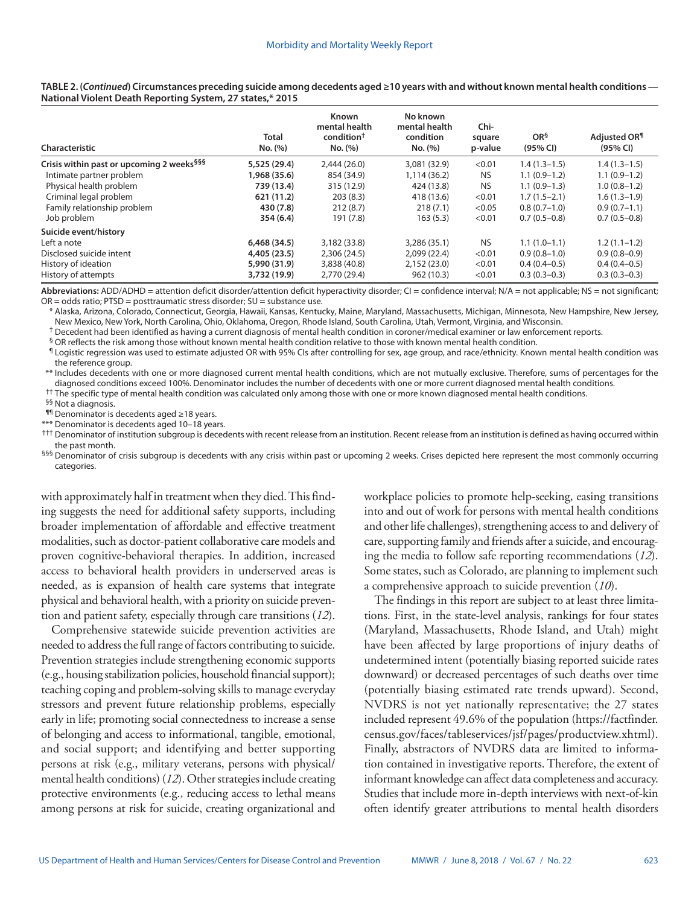**TABLE 2. (*Continued*) Circumstances preceding suicide among decedents aged ≥10 years with and without known mental health conditions — National Violent Death Reporting System, 27 states,* 2015**

| Characteristic | Total No. (%) | Known mental health condition[†] No. (%) | No known mental health condition No. (%) | Chi-square p-value | OR[§] (95% CI) | Adjusted OR[¶] (95% CI) |
|---|---|---|---|---|---|---|
| **Crisis within past or upcoming 2 weeks[§§§]** | **5,525 (29.4)** | 2,444 (26.0) | 3,081 (32.9) | <0.01 | 1.4 (1.3–1.5) | 1.4 (1.3–1.5) |
| Intimate partner problem | **1,968 (35.6)** | 854 (34.9) | 1,114 (36.2) | NS | 1.1 (0.9–1.2) | 1.1 (0.9–1.2) |
| Physical health problem | **739 (13.4)** | 315 (12.9) | 424 (13.8) | NS | 1.1 (0.9–1.3) | 1.0 (0.8–1.2) |
| Criminal legal problem | **621 (11.2)** | 203 (8.3) | 418 (13.6) | <0.01 | 1.7 (1.5–2.1) | 1.6 (1.3–1.9) |
| Family relationship problem | **430 (7.8)** | 212 (8.7) | 218 (7.1) | <0.05 | 0.8 (0.7–1.0) | 0.9 (0.7–1.1) |
| Job problem | **354 (6.4)** | 191 (7.8) | 163 (5.3) | <0.01 | 0.7 (0.5–0.8) | 0.7 (0.5–0.8) |
| **Suicide event/history** | | | | | | |
| Left a note | **6,468 (34.5)** | 3,182 (33.8) | 3,286 (35.1) | NS | 1.1 (1.0–1.1) | 1.2 (1.1–1.2) |
| Disclosed suicide intent | **4,405 (23.5)** | 2,306 (24.5) | 2,099 (22.4) | <0.01 | 0.9 (0.8–1.0) | 0.9 (0.8–0.9) |
| History of ideation | **5,990 (31.9)** | 3,838 (40.8) | 2,152 (23.0) | <0.01 | 0.4 (0.4–0.5) | 0.4 (0.4–0.5) |
| History of attempts | **3,732 (19.9)** | 2,770 (29.4) | 962 (10.3) | <0.01 | 0.3 (0.3–0.3) | 0.3 (0.3–0.3) |

**Abbreviations:** ADD/ADHD = attention deficit disorder/attention deficit hyperactivity disorder; CI = confidence interval; N/A = not applicable; NS = not significant; OR = odds ratio; PTSD = posttraumatic stress disorder; SU = substance use.

\* Alaska, Arizona, Colorado, Connecticut, Georgia, Hawaii, Kansas, Kentucky, Maine, Maryland, Massachusetts, Michigan, Minnesota, New Hampshire, New Jersey, New Mexico, New York, North Carolina, Ohio, Oklahoma, Oregon, Rhode Island, South Carolina, Utah, Vermont, Virginia, and Wisconsin.

† Decedent had been identified as having a current diagnosis of mental health condition in coroner/medical examiner or law enforcement reports.

§ OR reflects the risk among those without known mental health condition relative to those with known mental health condition.

¶ Logistic regression was used to estimate adjusted OR with 95% CIs after controlling for sex, age group, and race/ethnicity. Known mental health condition was the reference group.

** Includes decedents with one or more diagnosed current mental health conditions, which are not mutually exclusive. Therefore, sums of percentages for the diagnosed conditions exceed 100%. Denominator includes the number of decedents with one or more current diagnosed mental health conditions.

†† The specific type of mental health condition was calculated only among those with one or more known diagnosed mental health conditions.

§§ Not a diagnosis.

¶¶ Denominator is decedents aged ≥18 years.

*** Denominator is decedents aged 10–18 years.

††† Denominator of institution subgroup is decedents with recent release from an institution. Recent release from an institution is defined as having occurred within the past month.

§§§ Denominator of crisis subgroup is decedents with any crisis within past or upcoming 2 weeks. Crises depicted here represent the most commonly occurring categories.

with approximately half in treatment when they died. This finding suggests the need for additional safety supports, including broader implementation of affordable and effective treatment modalities, such as doctor-patient collaborative care models and proven cognitive-behavioral therapies. In addition, increased access to behavioral health providers in underserved areas is needed, as is expansion of health care systems that integrate physical and behavioral health, with a priority on suicide prevention and patient safety, especially through care transitions (*12*).

Comprehensive statewide suicide prevention activities are needed to address the full range of factors contributing to suicide. Prevention strategies include strengthening economic supports (e.g., housing stabilization policies, household financial support); teaching coping and problem-solving skills to manage everyday stressors and prevent future relationship problems, especially early in life; promoting social connectedness to increase a sense of belonging and access to informational, tangible, emotional, and social support; and identifying and better supporting persons at risk (e.g., military veterans, persons with physical/mental health conditions) (*12*). Other strategies include creating protective environments (e.g., reducing access to lethal means among persons at risk for suicide, creating organizational and workplace policies to promote help-seeking, easing transitions into and out of work for persons with mental health conditions and other life challenges), strengthening access to and delivery of care, supporting family and friends after a suicide, and encouraging the media to follow safe reporting recommendations (*12*). Some states, such as Colorado, are planning to implement such a comprehensive approach to suicide prevention (*10*).

The findings in this report are subject to at least three limitations. First, in the state-level analysis, rankings for four states (Maryland, Massachusetts, Rhode Island, and Utah) might have been affected by large proportions of injury deaths of undetermined intent (potentially biasing reported suicide rates downward) or decreased percentages of such deaths over time (potentially biasing estimated rate trends upward). Second, NVDRS is not yet nationally representative; the 27 states included represent 49.6% of the population (https://factfinder.census.gov/faces/tableservices/jsf/pages/productview.xhtml). Finally, abstractors of NVDRS data are limited to information contained in investigative reports. Therefore, the extent of informant knowledge can affect data completeness and accuracy. Studies that include more in-depth interviews with next-of-kin often identify greater attributions to mental health disorders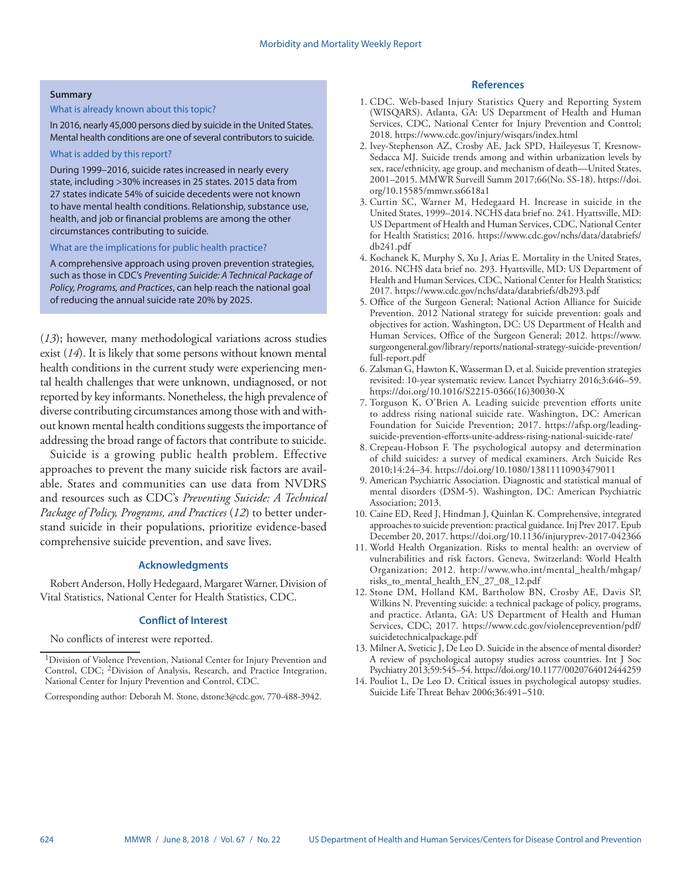**Summary**

What is already known about this topic?

In 2016, nearly 45,000 persons died by suicide in the United States. Mental health conditions are one of several contributors to suicide.

What is added by this report?

During 1999–2016, suicide rates increased in nearly every state, including >30% increases in 25 states. 2015 data from 27 states indicate 54% of suicide decedents were not known to have mental health conditions. Relationship, substance use, health, and job or financial problems are among the other circumstances contributing to suicide.

What are the implications for public health practice?

A comprehensive approach using proven prevention strategies, such as those in CDC's *Preventing Suicide: A Technical Package of Policy, Programs, and Practices*, can help reach the national goal of reducing the annual suicide rate 20% by 2025.

(*13*); however, many methodological variations across studies exist (*14*). It is likely that some persons without known mental health conditions in the current study were experiencing mental health challenges that were unknown, undiagnosed, or not reported by key informants. Nonetheless, the high prevalence of diverse contributing circumstances among those with and without known mental health conditions suggests the importance of addressing the broad range of factors that contribute to suicide.

Suicide is a growing public health problem. Effective approaches to prevent the many suicide risk factors are available. States and communities can use data from NVDRS and resources such as CDC's *Preventing Suicide: A Technical Package of Policy, Programs, and Practices* (*12*) to better understand suicide in their populations, prioritize evidence-based comprehensive suicide prevention, and save lives.

## Acknowledgments

Robert Anderson, Holly Hedegaard, Margaret Warner, Division of Vital Statistics, National Center for Health Statistics, CDC.

## Conflict of Interest

No conflicts of interest were reported.

[1]Division of Violence Prevention, National Center for Injury Prevention and Control, CDC; [2]Division of Analysis, Research, and Practice Integration, National Center for Injury Prevention and Control, CDC.

Corresponding author: Deborah M. Stone, dstone3@cdc.gov, 770-488-3942.

## References

1. CDC. Web-based Injury Statistics Query and Reporting System (WISQARS). Atlanta, GA: US Department of Health and Human Services, CDC, National Center for Injury Prevention and Control; 2018. https://www.cdc.gov/injury/wisqars/index.html
2. Ivey-Stephenson AZ, Crosby AE, Jack SPD, Haileyesus T, Kresnow-Sedacca MJ. Suicide trends among and within urbanization levels by sex, race/ethnicity, age group, and mechanism of death—United States, 2001–2015. MMWR Surveill Summ 2017;66(No. SS-18). https://doi.org/10.15585/mmwr.ss6618a1
3. Curtin SC, Warner M, Hedegaard H. Increase in suicide in the United States, 1999–2014. NCHS data brief no. 241. Hyattsville, MD: US Department of Health and Human Services, CDC, National Center for Health Statistics; 2016. https://www.cdc.gov/nchs/data/databriefs/db241.pdf
4. Kochanek K, Murphy S, Xu J, Arias E. Mortality in the United States, 2016. NCHS data brief no. 293. Hyattsville, MD: US Department of Health and Human Services, CDC, National Center for Health Statistics; 2017. https://www.cdc.gov/nchs/data/databriefs/db293.pdf
5. Office of the Surgeon General; National Action Alliance for Suicide Prevention. 2012 National strategy for suicide prevention: goals and objectives for action. Washington, DC: US Department of Health and Human Services, Office of the Surgeon General; 2012. https://www.surgeongeneral.gov/library/reports/national-strategy-suicide-prevention/full-report.pdf
6. Zalsman G, Hawton K, Wasserman D, et al. Suicide prevention strategies revisited: 10-year systematic review. Lancet Psychiatry 2016;3:646–59. https://doi.org/10.1016/S2215-0366(16)30030-X
7. Torguson K, O'Brien A. Leading suicide prevention efforts unite to address rising national suicide rate. Washington, DC: American Foundation for Suicide Prevention; 2017. https://afsp.org/leading-suicide-prevention-efforts-unite-address-rising-national-suicide-rate/
8. Crepeau-Hobson F. The psychological autopsy and determination of child suicides: a survey of medical examiners. Arch Suicide Res 2010;14:24–34. https://doi.org/10.1080/13811110903479011
9. American Psychiatric Association. Diagnostic and statistical manual of mental disorders (DSM-5). Washington, DC: American Psychiatric Association; 2013.
10. Caine ED, Reed J, Hindman J, Quinlan K. Comprehensive, integrated approaches to suicide prevention: practical guidance. Inj Prev 2017. Epub December 20, 2017. https://doi.org/10.1136/injuryprev-2017-042366
11. World Health Organization. Risks to mental health: an overview of vulnerabilities and risk factors. Geneva, Switzerland: World Health Organization; 2012. http://www.who.int/mental_health/mhgap/risks_to_mental_health_EN_27_08_12.pdf
12. Stone DM, Holland KM, Bartholow BN, Crosby AE, Davis SP, Wilkins N. Preventing suicide: a technical package of policy, programs, and practice. Atlanta, GA: US Department of Health and Human Services, CDC; 2017. https://www.cdc.gov/violenceprevention/pdf/suicidetechnicalpackage.pdf
13. Milner A, Sveticic J, De Leo D. Suicide in the absence of mental disorder? A review of psychological autopsy studies across countries. Int J Soc Psychiatry 2013;59:545–54. https://doi.org/10.1177/0020764012444259
14. Pouliot L, De Leo D. Critical issues in psychological autopsy studies. Suicide Life Threat Behav 2006;36:491–510.